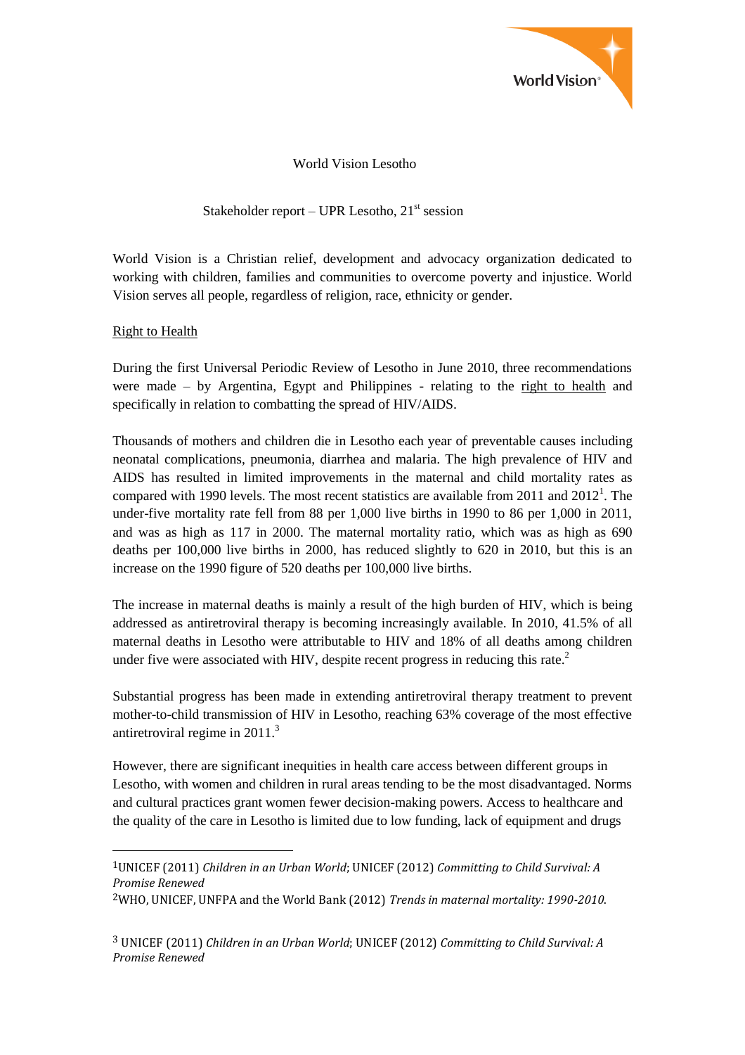World Vision Lesotho

Stakeholder report – UPR Lesotho, 21st session

World Vision is a Christian relief, development and advocacy organization dedicated to working with children, families and communities to overcome poverty and injustice. World Vision serves all people, regardless of religion, race, ethnicity or gender.

## Right to Health

During the first Universal Periodic Review of Lesotho in June 2010, three recommendations were made – by Argentina, Egypt and Philippines - relating to the right to health and specifically in relation to combatting the spread of HIV/AIDS.

Thousands of mothers and children die in Lesotho each year of preventable causes including neonatal complications, pneumonia, diarrhea and malaria. The high prevalence of HIV and AIDS has resulted in limited improvements in the maternal and child mortality rates as compared with 1990 levels. The most recent statistics are available from 2011 and 2012[1]. The under-five mortality rate fell from 88 per 1,000 live births in 1990 to 86 per 1,000 in 2011, and was as high as 117 in 2000. The maternal mortality ratio, which was as high as 690 deaths per 100,000 live births in 2000, has reduced slightly to 620 in 2010, but this is an increase on the 1990 figure of 520 deaths per 100,000 live births.

The increase in maternal deaths is mainly a result of the high burden of HIV, which is being addressed as antiretroviral therapy is becoming increasingly available. In 2010, 41.5% of all maternal deaths in Lesotho were attributable to HIV and 18% of all deaths among children under five were associated with HIV, despite recent progress in reducing this rate.[2]

Substantial progress has been made in extending antiretroviral therapy treatment to prevent mother-to-child transmission of HIV in Lesotho, reaching 63% coverage of the most effective antiretroviral regime in 2011.[3]

However, there are significant inequities in health care access between different groups in Lesotho, with women and children in rural areas tending to be the most disadvantaged. Norms and cultural practices grant women fewer decision-making powers. Access to healthcare and the quality of the care in Lesotho is limited due to low funding, lack of equipment and drugs

---

[1] UNICEF (2011) *Children in an Urban World*; UNICEF (2012) *Committing to Child Survival: A Promise Renewed*

[2] WHO, UNICEF, UNFPA and the World Bank (2012) *Trends in maternal mortality: 1990-2010.*

[3] UNICEF (2011) *Children in an Urban World*; UNICEF (2012) *Committing to Child Survival: A Promise Renewed*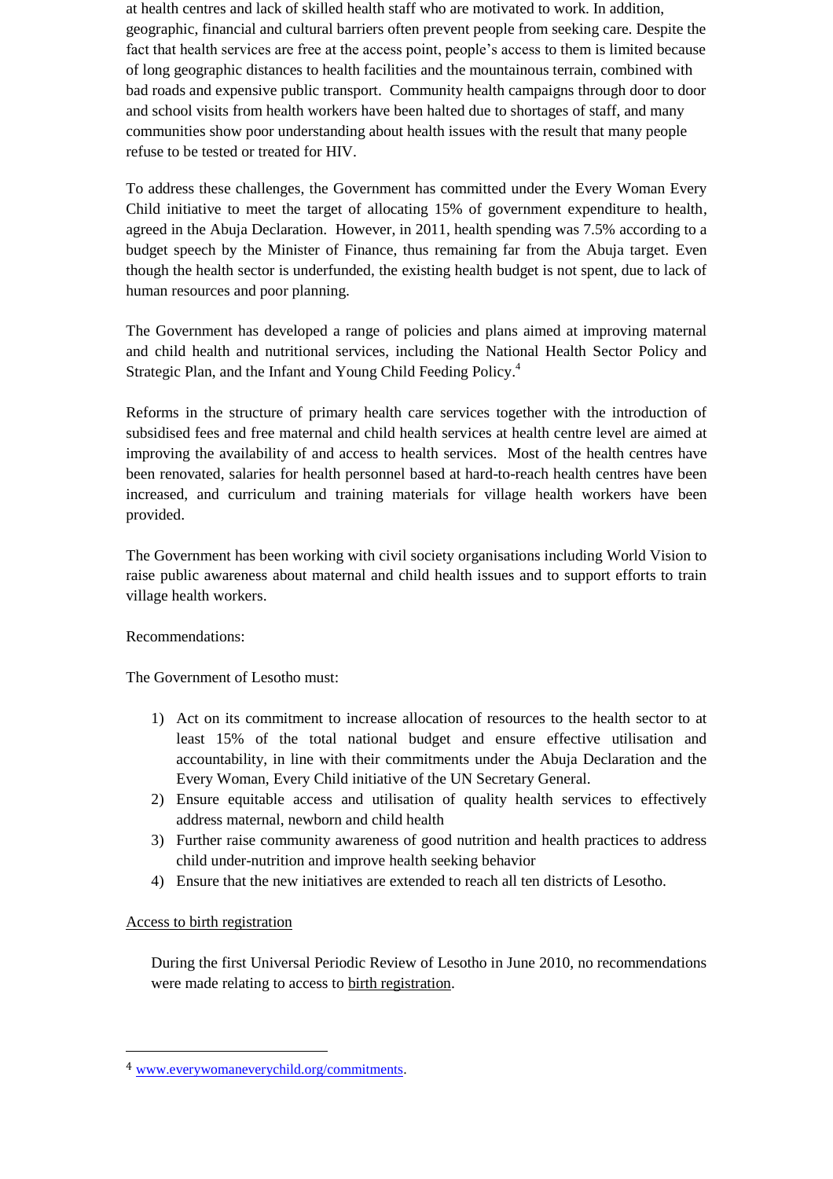at health centres and lack of skilled health staff who are motivated to work. In addition, geographic, financial and cultural barriers often prevent people from seeking care. Despite the fact that health services are free at the access point, people's access to them is limited because of long geographic distances to health facilities and the mountainous terrain, combined with bad roads and expensive public transport. Community health campaigns through door to door and school visits from health workers have been halted due to shortages of staff, and many communities show poor understanding about health issues with the result that many people refuse to be tested or treated for HIV.

To address these challenges, the Government has committed under the Every Woman Every Child initiative to meet the target of allocating 15% of government expenditure to health, agreed in the Abuja Declaration. However, in 2011, health spending was 7.5% according to a budget speech by the Minister of Finance, thus remaining far from the Abuja target. Even though the health sector is underfunded, the existing health budget is not spent, due to lack of human resources and poor planning.

The Government has developed a range of policies and plans aimed at improving maternal and child health and nutritional services, including the National Health Sector Policy and Strategic Plan, and the Infant and Young Child Feeding Policy.[4]

Reforms in the structure of primary health care services together with the introduction of subsidised fees and free maternal and child health services at health centre level are aimed at improving the availability of and access to health services. Most of the health centres have been renovated, salaries for health personnel based at hard-to-reach health centres have been increased, and curriculum and training materials for village health workers have been provided.

The Government has been working with civil society organisations including World Vision to raise public awareness about maternal and child health issues and to support efforts to train village health workers.

Recommendations:

The Government of Lesotho must:

1) Act on its commitment to increase allocation of resources to the health sector to at least 15% of the total national budget and ensure effective utilisation and accountability, in line with their commitments under the Abuja Declaration and the Every Woman, Every Child initiative of the UN Secretary General.
2) Ensure equitable access and utilisation of quality health services to effectively address maternal, newborn and child health
3) Further raise community awareness of good nutrition and health practices to address child under-nutrition and improve health seeking behavior
4) Ensure that the new initiatives are extended to reach all ten districts of Lesotho.

Access to birth registration

During the first Universal Periodic Review of Lesotho in June 2010, no recommendations were made relating to access to birth registration.

[4] www.everywomaneverychild.org/commitments.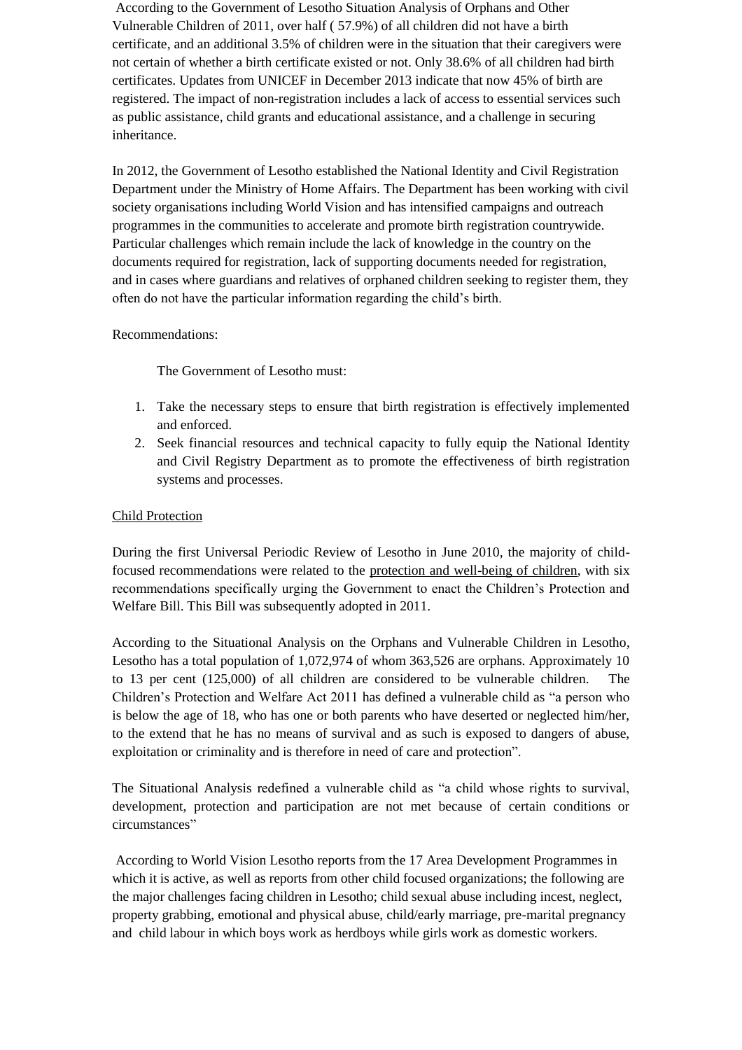According to the Government of Lesotho Situation Analysis of Orphans and Other Vulnerable Children of 2011, over half ( 57.9%) of all children did not have a birth certificate, and an additional 3.5% of children were in the situation that their caregivers were not certain of whether a birth certificate existed or not. Only 38.6% of all children had birth certificates. Updates from UNICEF in December 2013 indicate that now 45% of birth are registered. The impact of non-registration includes a lack of access to essential services such as public assistance, child grants and educational assistance, and a challenge in securing inheritance.

In 2012, the Government of Lesotho established the National Identity and Civil Registration Department under the Ministry of Home Affairs. The Department has been working with civil society organisations including World Vision and has intensified campaigns and outreach programmes in the communities to accelerate and promote birth registration countrywide. Particular challenges which remain include the lack of knowledge in the country on the documents required for registration, lack of supporting documents needed for registration, and in cases where guardians and relatives of orphaned children seeking to register them, they often do not have the particular information regarding the child's birth.

Recommendations:

The Government of Lesotho must:

1. Take the necessary steps to ensure that birth registration is effectively implemented and enforced.
2. Seek financial resources and technical capacity to fully equip the National Identity and Civil Registry Department as to promote the effectiveness of birth registration systems and processes.

## Child Protection

During the first Universal Periodic Review of Lesotho in June 2010, the majority of child-focused recommendations were related to the protection and well-being of children, with six recommendations specifically urging the Government to enact the Children's Protection and Welfare Bill. This Bill was subsequently adopted in 2011.

According to the Situational Analysis on the Orphans and Vulnerable Children in Lesotho, Lesotho has a total population of 1,072,974 of whom 363,526 are orphans. Approximately 10 to 13 per cent (125,000) of all children are considered to be vulnerable children. The Children's Protection and Welfare Act 2011 has defined a vulnerable child as "a person who is below the age of 18, who has one or both parents who have deserted or neglected him/her, to the extend that he has no means of survival and as such is exposed to dangers of abuse, exploitation or criminality and is therefore in need of care and protection".

The Situational Analysis redefined a vulnerable child as "a child whose rights to survival, development, protection and participation are not met because of certain conditions or circumstances"

According to World Vision Lesotho reports from the 17 Area Development Programmes in which it is active, as well as reports from other child focused organizations; the following are the major challenges facing children in Lesotho; child sexual abuse including incest, neglect, property grabbing, emotional and physical abuse, child/early marriage, pre-marital pregnancy and child labour in which boys work as herdboys while girls work as domestic workers.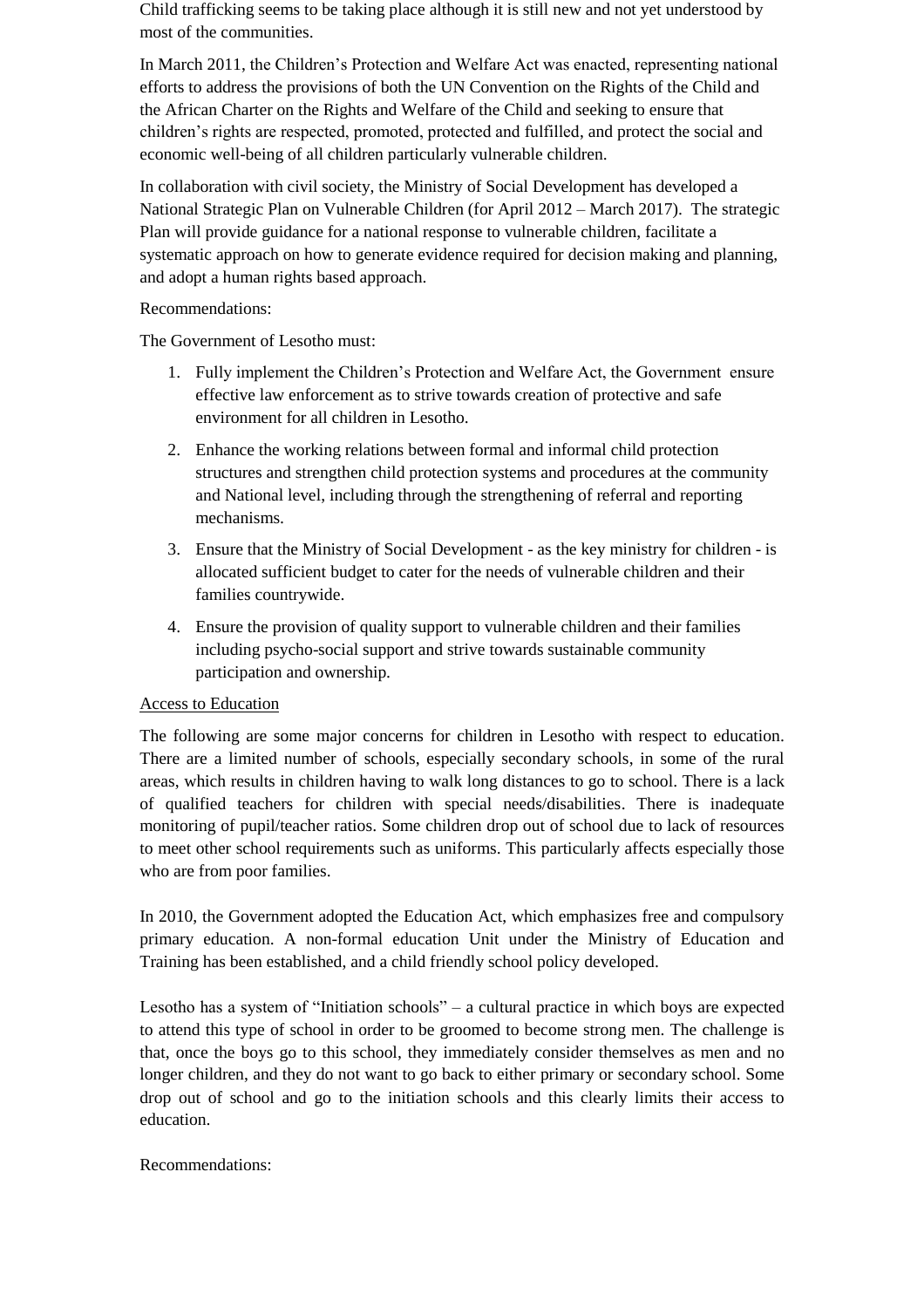Child trafficking seems to be taking place although it is still new and not yet understood by most of the communities.

In March 2011, the Children's Protection and Welfare Act was enacted, representing national efforts to address the provisions of both the UN Convention on the Rights of the Child and the African Charter on the Rights and Welfare of the Child and seeking to ensure that children's rights are respected, promoted, protected and fulfilled, and protect the social and economic well-being of all children particularly vulnerable children.

In collaboration with civil society, the Ministry of Social Development has developed a National Strategic Plan on Vulnerable Children (for April 2012 – March 2017). The strategic Plan will provide guidance for a national response to vulnerable children, facilitate a systematic approach on how to generate evidence required for decision making and planning, and adopt a human rights based approach.

Recommendations:

The Government of Lesotho must:

1. Fully implement the Children's Protection and Welfare Act, the Government ensure effective law enforcement as to strive towards creation of protective and safe environment for all children in Lesotho.
2. Enhance the working relations between formal and informal child protection structures and strengthen child protection systems and procedures at the community and National level, including through the strengthening of referral and reporting mechanisms.
3. Ensure that the Ministry of Social Development - as the key ministry for children - is allocated sufficient budget to cater for the needs of vulnerable children and their families countrywide.
4. Ensure the provision of quality support to vulnerable children and their families including psycho-social support and strive towards sustainable community participation and ownership.

Access to Education

The following are some major concerns for children in Lesotho with respect to education. There are a limited number of schools, especially secondary schools, in some of the rural areas, which results in children having to walk long distances to go to school. There is a lack of qualified teachers for children with special needs/disabilities. There is inadequate monitoring of pupil/teacher ratios. Some children drop out of school due to lack of resources to meet other school requirements such as uniforms. This particularly affects especially those who are from poor families.

In 2010, the Government adopted the Education Act, which emphasizes free and compulsory primary education. A non-formal education Unit under the Ministry of Education and Training has been established, and a child friendly school policy developed.

Lesotho has a system of "Initiation schools" – a cultural practice in which boys are expected to attend this type of school in order to be groomed to become strong men. The challenge is that, once the boys go to this school, they immediately consider themselves as men and no longer children, and they do not want to go back to either primary or secondary school. Some drop out of school and go to the initiation schools and this clearly limits their access to education.

Recommendations: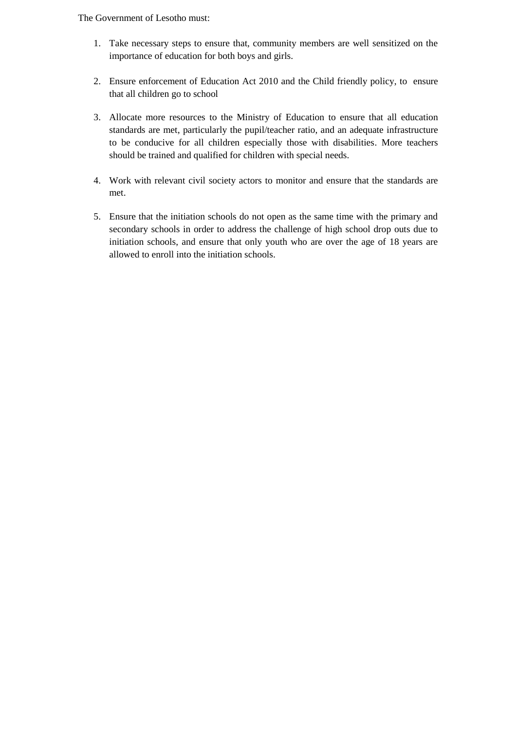The Government of Lesotho must:

1. Take necessary steps to ensure that, community members are well sensitized on the importance of education for both boys and girls.

2. Ensure enforcement of Education Act 2010 and the Child friendly policy, to ensure that all children go to school

3. Allocate more resources to the Ministry of Education to ensure that all education standards are met, particularly the pupil/teacher ratio, and an adequate infrastructure to be conducive for all children especially those with disabilities. More teachers should be trained and qualified for children with special needs.

4. Work with relevant civil society actors to monitor and ensure that the standards are met.

5. Ensure that the initiation schools do not open as the same time with the primary and secondary schools in order to address the challenge of high school drop outs due to initiation schools, and ensure that only youth who are over the age of 18 years are allowed to enroll into the initiation schools.